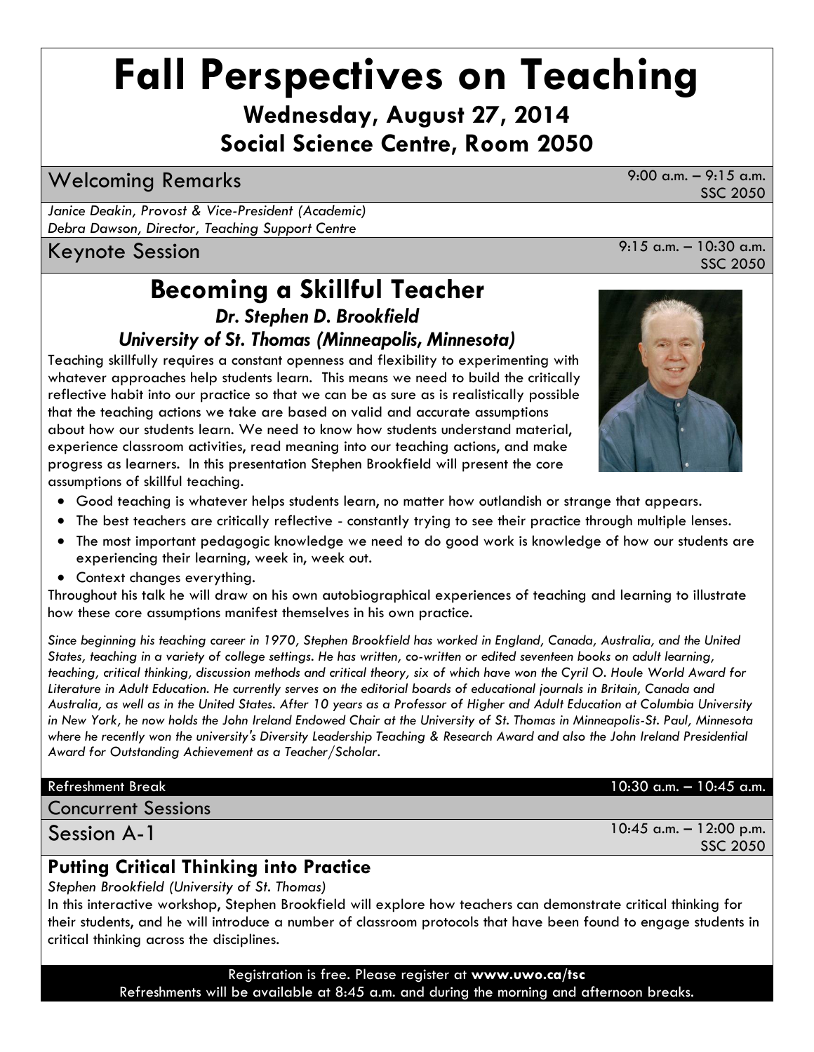# Fall Perspectives on Teaching

## Wednesday, August 27, 2014
## Social Science Centre, Room 2050

### Welcoming Remarks

9:00 a.m. – 9:15 a.m.
SSC 2050

*Janice Deakin, Provost & Vice-President (Academic)*
*Debra Dawson, Director, Teaching Support Centre*

### Keynote Session

9:15 a.m. – 10:30 a.m.
SSC 2050

## Becoming a Skillful Teacher

### *Dr. Stephen D. Brookfield*

### *University of St. Thomas (Minneapolis, Minnesota)*

Teaching skillfully requires a constant openness and flexibility to experimenting with whatever approaches help students learn. This means we need to build the critically reflective habit into our practice so that we can be as sure as is realistically possible that the teaching actions we take are based on valid and accurate assumptions about how our students learn. We need to know how students understand material, experience classroom activities, read meaning into our teaching actions, and make progress as learners. In this presentation Stephen Brookfield will present the core assumptions of skillful teaching.

- Good teaching is whatever helps students learn, no matter how outlandish or strange that appears.
- The best teachers are critically reflective - constantly trying to see their practice through multiple lenses.
- The most important pedagogic knowledge we need to do good work is knowledge of how our students are experiencing their learning, week in, week out.
- Context changes everything.

Throughout his talk he will draw on his own autobiographical experiences of teaching and learning to illustrate how these core assumptions manifest themselves in his own practice.

*Since beginning his teaching career in 1970, Stephen Brookfield has worked in England, Canada, Australia, and the United States, teaching in a variety of college settings. He has written, co-written or edited seventeen books on adult learning, teaching, critical thinking, discussion methods and critical theory, six of which have won the Cyril O. Houle World Award for Literature in Adult Education. He currently serves on the editorial boards of educational journals in Britain, Canada and Australia, as well as in the United States. After 10 years as a Professor of Higher and Adult Education at Columbia University in New York, he now holds the John Ireland Endowed Chair at the University of St. Thomas in Minneapolis-St. Paul, Minnesota where he recently won the university's Diversity Leadership Teaching & Research Award and also the John Ireland Presidential Award for Outstanding Achievement as a Teacher/Scholar.*

**Refreshment Break** 10:30 a.m. – 10:45 a.m.

### Concurrent Sessions

### Session A-1

10:45 a.m. – 12:00 p.m.
SSC 2050

#### Putting Critical Thinking into Practice

*Stephen Brookfield (University of St. Thomas)*

In this interactive workshop, Stephen Brookfield will explore how teachers can demonstrate critical thinking for their students, and he will introduce a number of classroom protocols that have been found to engage students in critical thinking across the disciplines.

Registration is free. Please register at **www.uwo.ca/tsc**
Refreshments will be available at 8:45 a.m. and during the morning and afternoon breaks.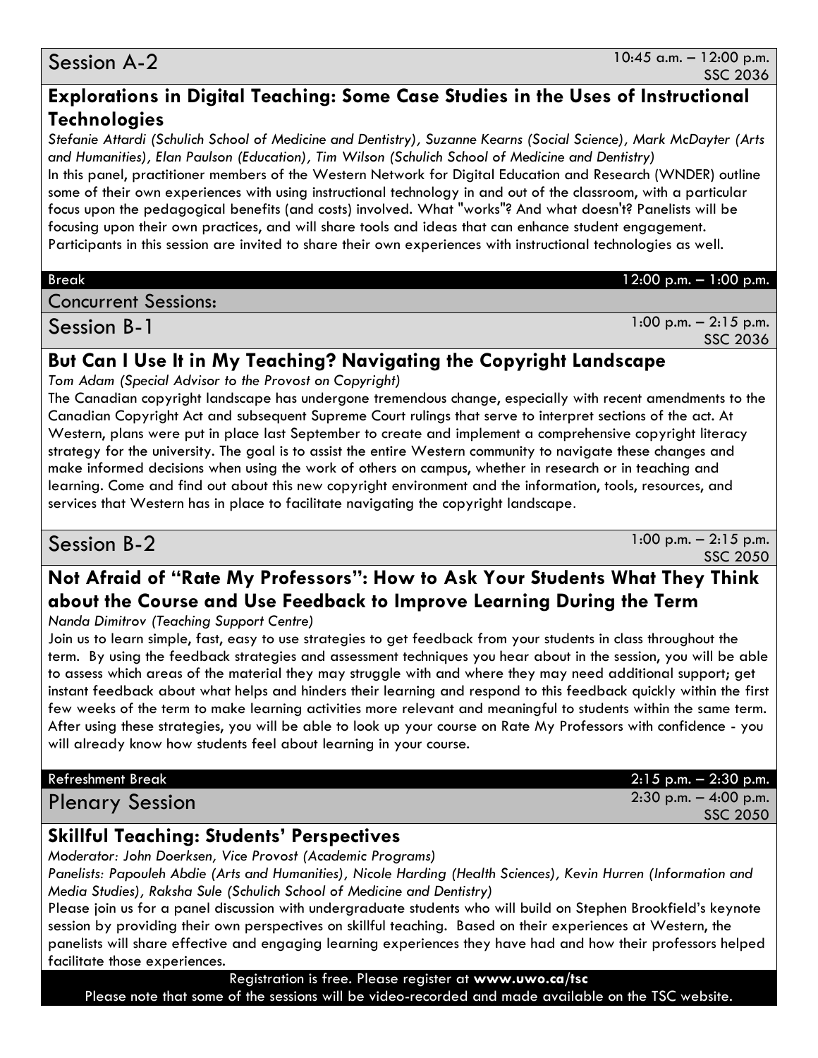## Session A-2

10:45 a.m. – 12:00 p.m.
SSC 2036

### Explorations in Digital Teaching: Some Case Studies in the Uses of Instructional Technologies

*Stefanie Attardi (Schulich School of Medicine and Dentistry), Suzanne Kearns (Social Science), Mark McDayter (Arts and Humanities), Elan Paulson (Education), Tim Wilson (Schulich School of Medicine and Dentistry)*

In this panel, practitioner members of the Western Network for Digital Education and Research (WNDER) outline some of their own experiences with using instructional technology in and out of the classroom, with a particular focus upon the pedagogical benefits (and costs) involved. What "works"? And what doesn't? Panelists will be focusing upon their own practices, and will share tools and ideas that can enhance student engagement. Participants in this session are invited to share their own experiences with instructional technologies as well.

**Break** 12:00 p.m. – 1:00 p.m.

## Concurrent Sessions:

## Session B-1

1:00 p.m. – 2:15 p.m.
SSC 2036

### But Can I Use It in My Teaching? Navigating the Copyright Landscape

*Tom Adam (Special Advisor to the Provost on Copyright)*

The Canadian copyright landscape has undergone tremendous change, especially with recent amendments to the Canadian Copyright Act and subsequent Supreme Court rulings that serve to interpret sections of the act. At Western, plans were put in place last September to create and implement a comprehensive copyright literacy strategy for the university. The goal is to assist the entire Western community to navigate these changes and make informed decisions when using the work of others on campus, whether in research or in teaching and learning. Come and find out about this new copyright environment and the information, tools, resources, and services that Western has in place to facilitate navigating the copyright landscape.

## Session B-2

1:00 p.m. – 2:15 p.m.
SSC 2050

### Not Afraid of "Rate My Professors": How to Ask Your Students What They Think about the Course and Use Feedback to Improve Learning During the Term

*Nanda Dimitrov (Teaching Support Centre)*

Join us to learn simple, fast, easy to use strategies to get feedback from your students in class throughout the term. By using the feedback strategies and assessment techniques you hear about in the session, you will be able to assess which areas of the material they may struggle with and where they may need additional support; get instant feedback about what helps and hinders their learning and respond to this feedback quickly within the first few weeks of the term to make learning activities more relevant and meaningful to students within the same term. After using these strategies, you will be able to look up your course on Rate My Professors with confidence - you will already know how students feel about learning in your course.

**Refreshment Break** 2:15 p.m. – 2:30 p.m.

## Plenary Session

2:30 p.m. – 4:00 p.m.
SSC 2050

### Skillful Teaching: Students' Perspectives

*Moderator: John Doerksen, Vice Provost (Academic Programs)*

*Panelists: Papouleh Abdie (Arts and Humanities), Nicole Harding (Health Sciences), Kevin Hurren (Information and Media Studies), Raksha Sule (Schulich School of Medicine and Dentistry)*

Please join us for a panel discussion with undergraduate students who will build on Stephen Brookfield's keynote session by providing their own perspectives on skillful teaching. Based on their experiences at Western, the panelists will share effective and engaging learning experiences they have had and how their professors helped facilitate those experiences.

Registration is free. Please register at **www.uwo.ca/tsc**

Please note that some of the sessions will be video-recorded and made available on the TSC website.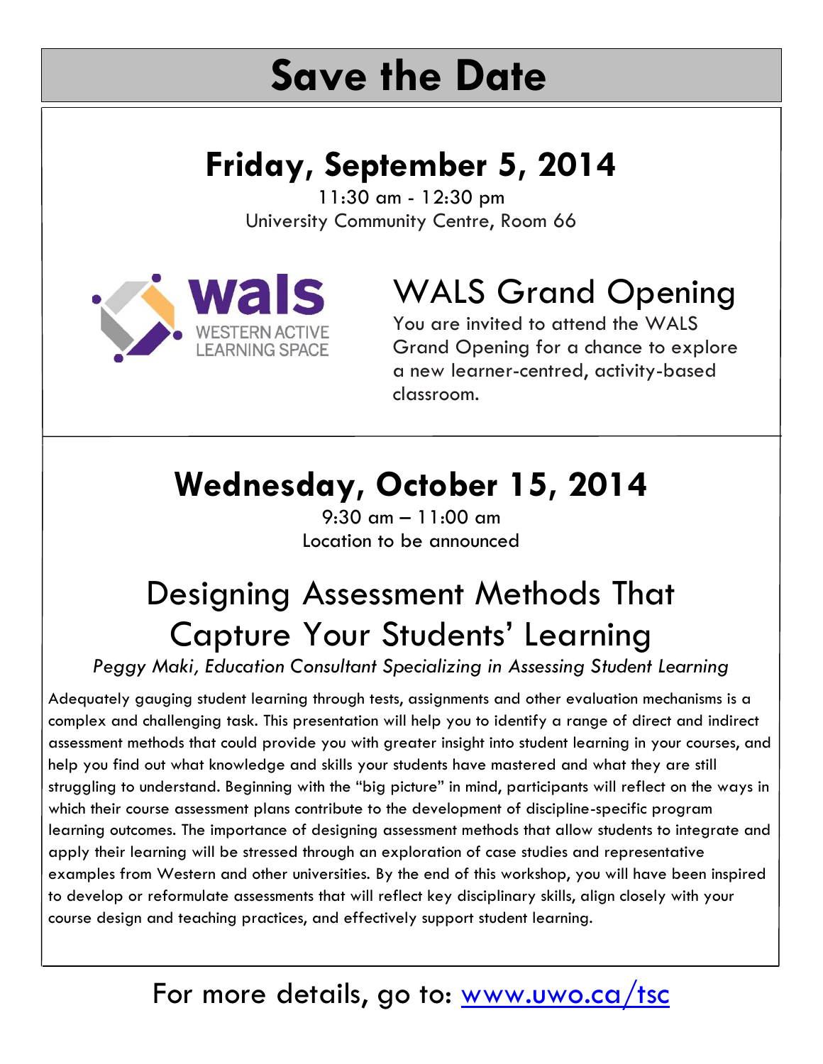# Save the Date

## Friday, September 5, 2014

11:30 am - 12:30 pm
University Community Centre, Room 66

wals
WESTERN ACTIVE LEARNING SPACE

### WALS Grand Opening

You are invited to attend the WALS Grand Opening for a chance to explore a new learner-centred, activity-based classroom.

## Wednesday, October 15, 2014

9:30 am – 11:00 am
Location to be announced

### Designing Assessment Methods That Capture Your Students' Learning

*Peggy Maki, Education Consultant Specializing in Assessing Student Learning*

Adequately gauging student learning through tests, assignments and other evaluation mechanisms is a complex and challenging task. This presentation will help you to identify a range of direct and indirect assessment methods that could provide you with greater insight into student learning in your courses, and help you find out what knowledge and skills your students have mastered and what they are still struggling to understand. Beginning with the "big picture" in mind, participants will reflect on the ways in which their course assessment plans contribute to the development of discipline-specific program learning outcomes. The importance of designing assessment methods that allow students to integrate and apply their learning will be stressed through an exploration of case studies and representative examples from Western and other universities. By the end of this workshop, you will have been inspired to develop or reformulate assessments that will reflect key disciplinary skills, align closely with your course design and teaching practices, and effectively support student learning.

For more details, go to: [www.uwo.ca/tsc](http://www.uwo.ca/tsc)